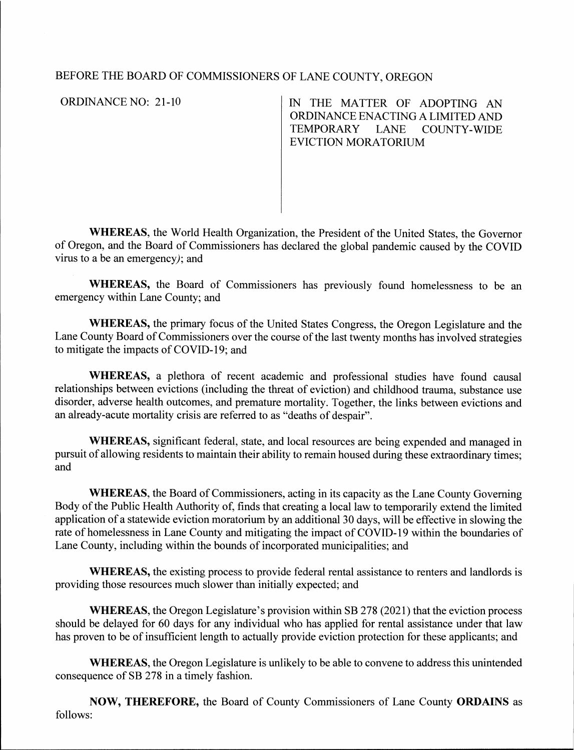BEFORE THE BOARD OF COMMISSIONERS OF LANE COUNTY, OREGON

ORDINANCE NO: 21-10

IN THE MATTER OF ADOPTING AN ORDINANCE ENACTING A LIMITED AND TEMPORARY LANE COUNTY-WIDE EVICTION MORATORIUM

**WHEREAS**, the World Health Organization, the President of the United States, the Governor of Oregon, and the Board of Commissioners has declared the global pandemic caused by the COVID virus to a be an emergency*)*; and

**WHEREAS,** the Board of Commissioners has previously found homelessness to be an emergency within Lane County; and

**WHEREAS,** the primary focus of the United States Congress, the Oregon Legislature and the Lane County Board of Commissioners over the course of the last twenty months has involved strategies to mitigate the impacts of COVID-19; and

**WHEREAS,** a plethora of recent academic and professional studies have found causal relationships between evictions (including the threat of eviction) and childhood trauma, substance use disorder, adverse health outcomes, and premature mortality. Together, the links between evictions and an already-acute mortality crisis are referred to as "deaths of despair".

**WHEREAS,** significant federal, state, and local resources are being expended and managed in pursuit of allowing residents to maintain their ability to remain housed during these extraordinary times; and

**WHEREAS,** the Board of Commissioners, acting in its capacity as the Lane County Governing Body of the Public Health Authority of, finds that creating a local law to temporarily extend the limited application of a statewide eviction moratorium by an additional 30 days, will be effective in slowing the rate of homelessness in Lane County and mitigating the impact of COVID-19 within the boundaries of Lane County, including within the bounds of incorporated municipalities; and

**WHEREAS,** the existing process to provide federal rental assistance to renters and landlords is providing those resources much slower than initially expected; and

**WHEREAS,** the Oregon Legislature's provision within SB 278 (2021) that the eviction process should be delayed for 60 days for any individual who has applied for rental assistance under that law has proven to be of insufficient length to actually provide eviction protection for these applicants; and

**WHEREAS,** the Oregon Legislature is unlikely to be able to convene to address this unintended consequence of SB 278 in a timely fashion.

**NOW, THEREFORE,** the Board of County Commissioners of Lane County **ORDAINS** as follows: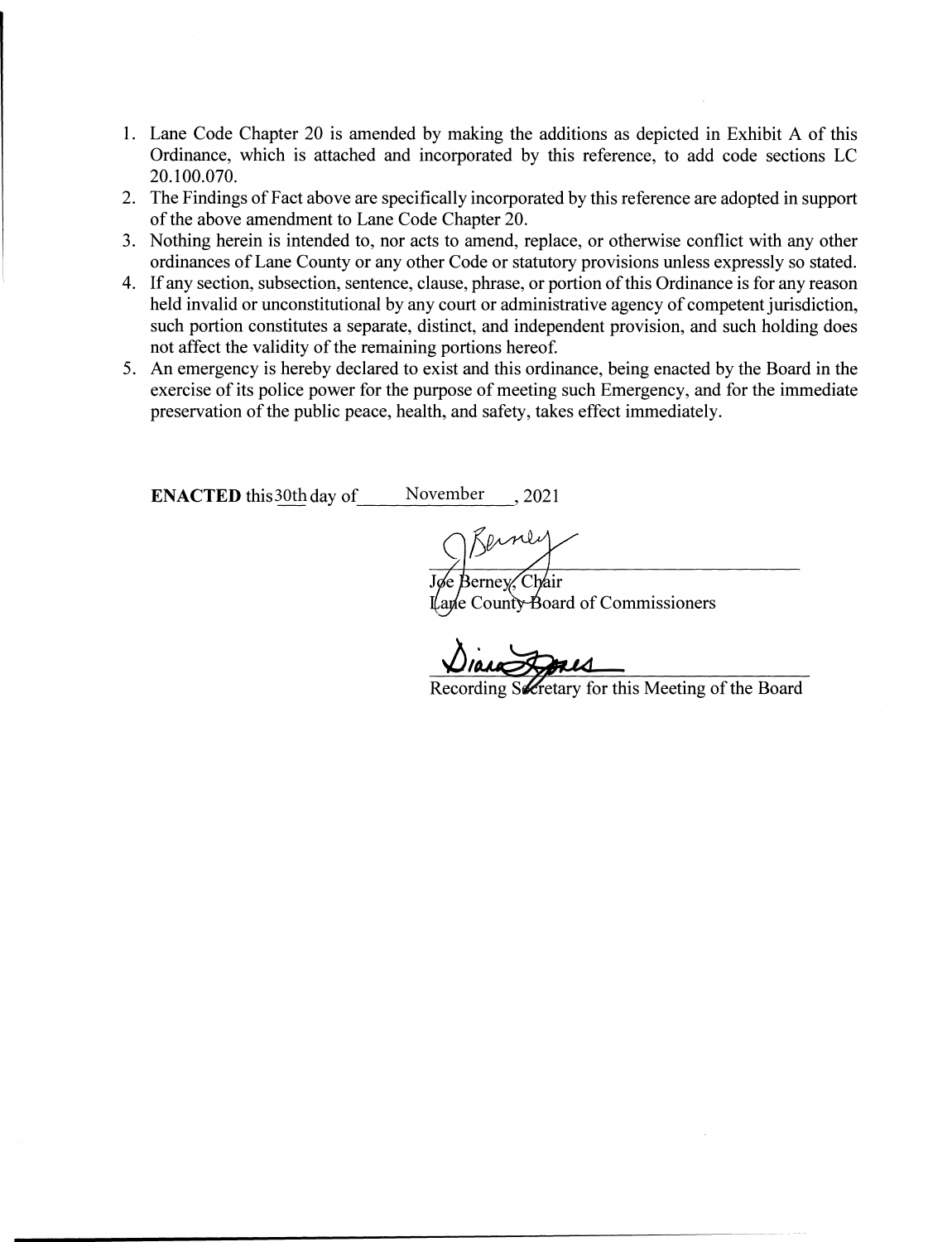1. Lane Code Chapter 20 is amended by making the additions as depicted in Exhibit A of this Ordinance, which is attached and incorporated by this reference, to add code sections LC 20.100.070.
2. The Findings of Fact above are specifically incorporated by this reference are adopted in support of the above amendment to Lane Code Chapter 20.
3. Nothing herein is intended to, nor acts to amend, replace, or otherwise conflict with any other ordinances of Lane County or any other Code or statutory provisions unless expressly so stated.
4. If any section, subsection, sentence, clause, phrase, or portion of this Ordinance is for any reason held invalid or unconstitutional by any court or administrative agency of competent jurisdiction, such portion constitutes a separate, distinct, and independent provision, and such holding does not affect the validity of the remaining portions hereof.
5. An emergency is hereby declared to exist and this ordinance, being enacted by the Board in the exercise of its police power for the purpose of meeting such Emergency, and for the immediate preservation of the public peace, health, and safety, takes effect immediately.

**ENACTED** this 30th day of November, 2021

Joe Berney, Chair
Lane County Board of Commissioners

Recording Secretary for this Meeting of the Board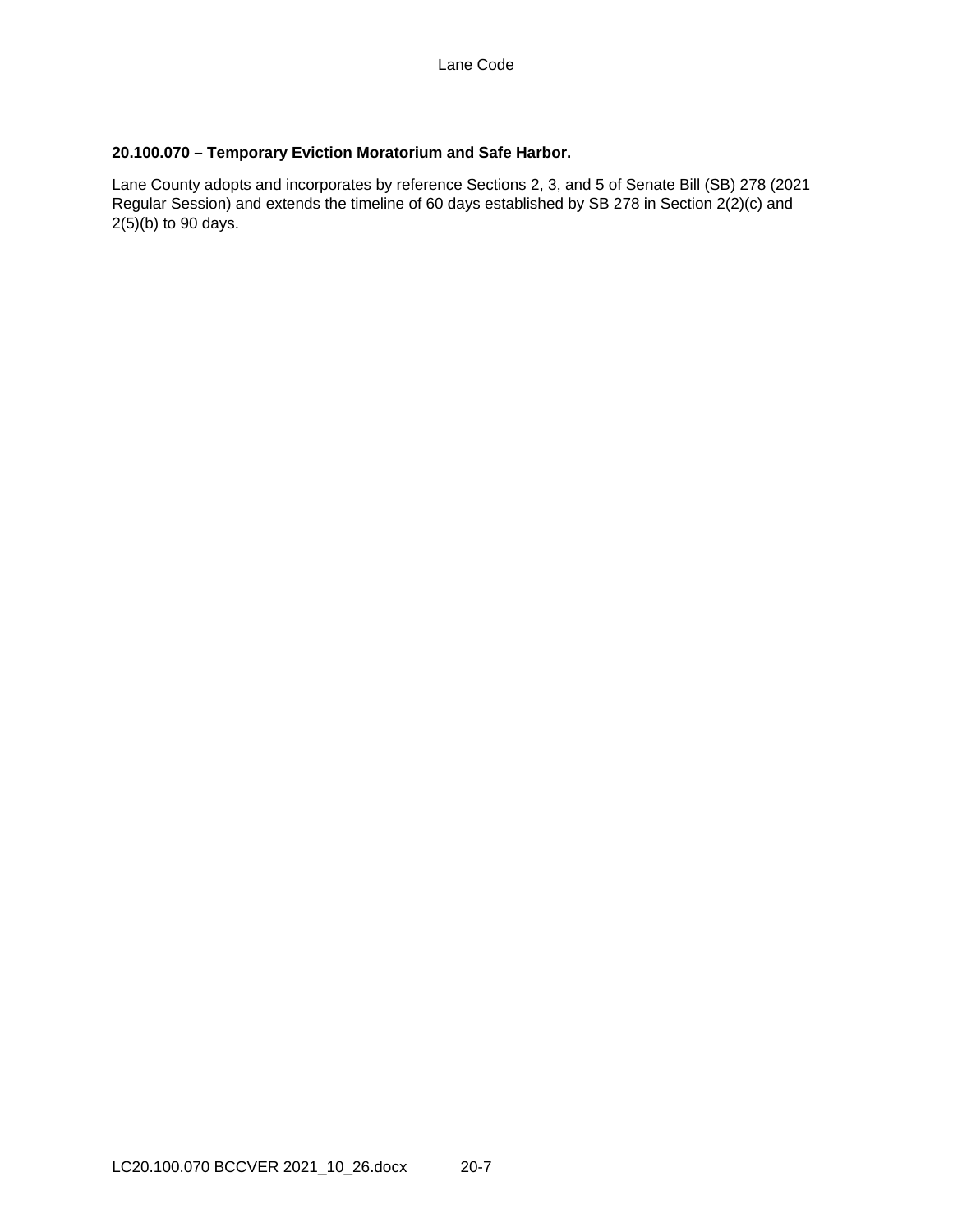**20.100.070 – Temporary Eviction Moratorium and Safe Harbor.**

Lane County adopts and incorporates by reference Sections 2, 3, and 5 of Senate Bill (SB) 278 (2021 Regular Session) and extends the timeline of 60 days established by SB 278 in Section 2(2)(c) and 2(5)(b) to 90 days.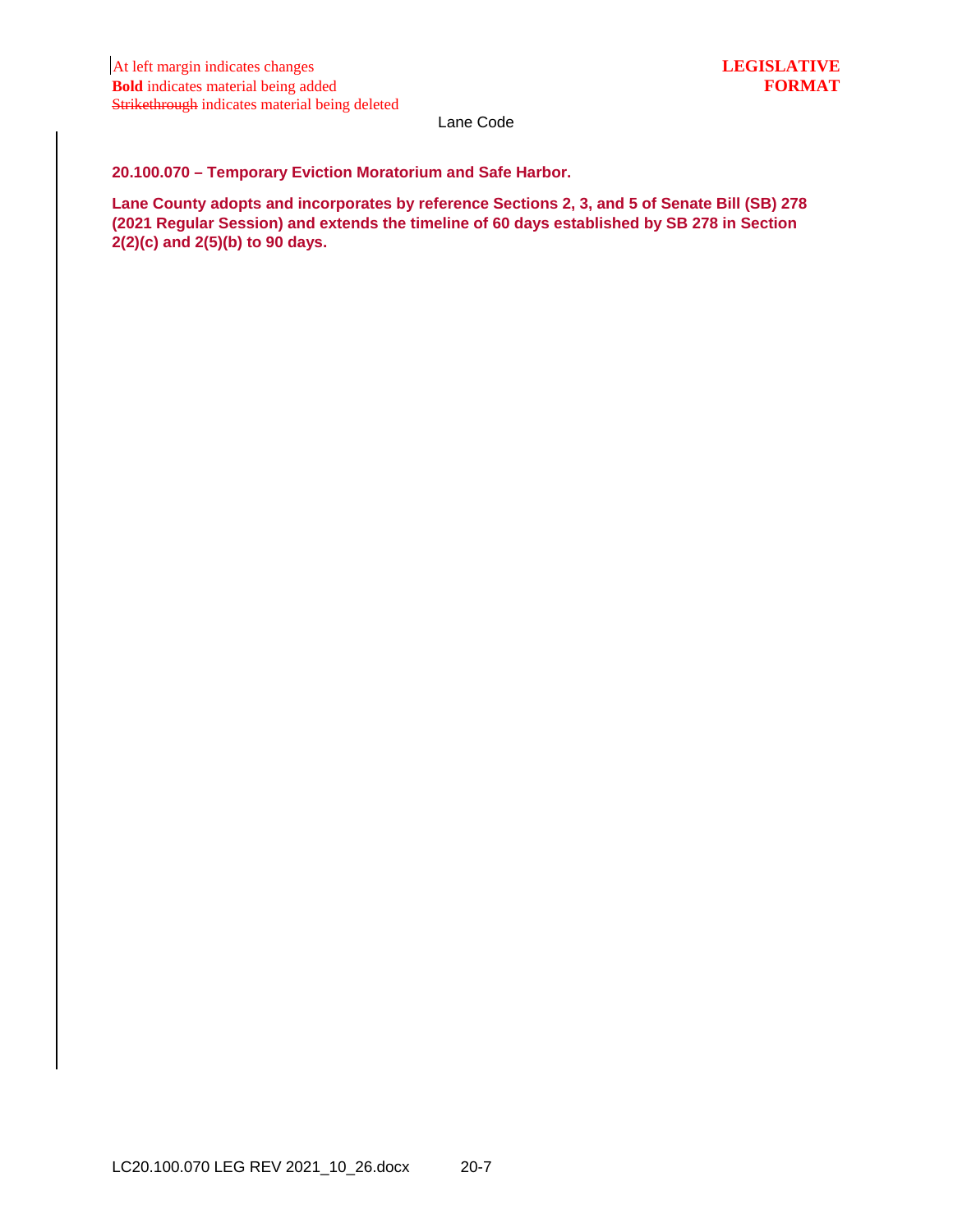**20.100.070 – Temporary Eviction Moratorium and Safe Harbor.**

**Lane County adopts and incorporates by reference Sections 2, 3, and 5 of Senate Bill (SB) 278 (2021 Regular Session) and extends the timeline of 60 days established by SB 278 in Section 2(2)(c) and 2(5)(b) to 90 days.**